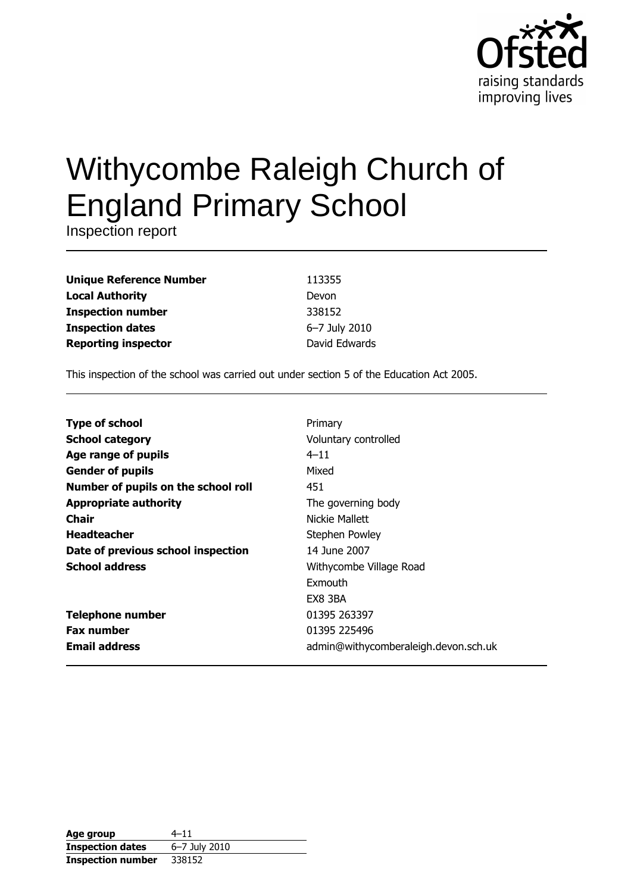Ofsted raising standards improving lives

# Withycombe Raleigh Church of England Primary School

Inspection report

| | |
|---|---|
| **Unique Reference Number** | 113355 |
| **Local Authority** | Devon |
| **Inspection number** | 338152 |
| **Inspection dates** | 6–7 July 2010 |
| **Reporting inspector** | David Edwards |

This inspection of the school was carried out under section 5 of the Education Act 2005.

| | |
|---|---|
| **Type of school** | Primary |
| **School category** | Voluntary controlled |
| **Age range of pupils** | 4–11 |
| **Gender of pupils** | Mixed |
| **Number of pupils on the school roll** | 451 |
| **Appropriate authority** | The governing body |
| **Chair** | Nickie Mallett |
| **Headteacher** | Stephen Powley |
| **Date of previous school inspection** | 14 June 2007 |
| **School address** | Withycombe Village Road<br>Exmouth<br>EX8 3BA |
| **Telephone number** | 01395 263397 |
| **Fax number** | 01395 225496 |
| **Email address** | admin@withycomberaleigh.devon.sch.uk |

| | |
|---|---|
| **Age group** | 4–11 |
| **Inspection dates** | 6–7 July 2010 |
| **Inspection number** | 338152 |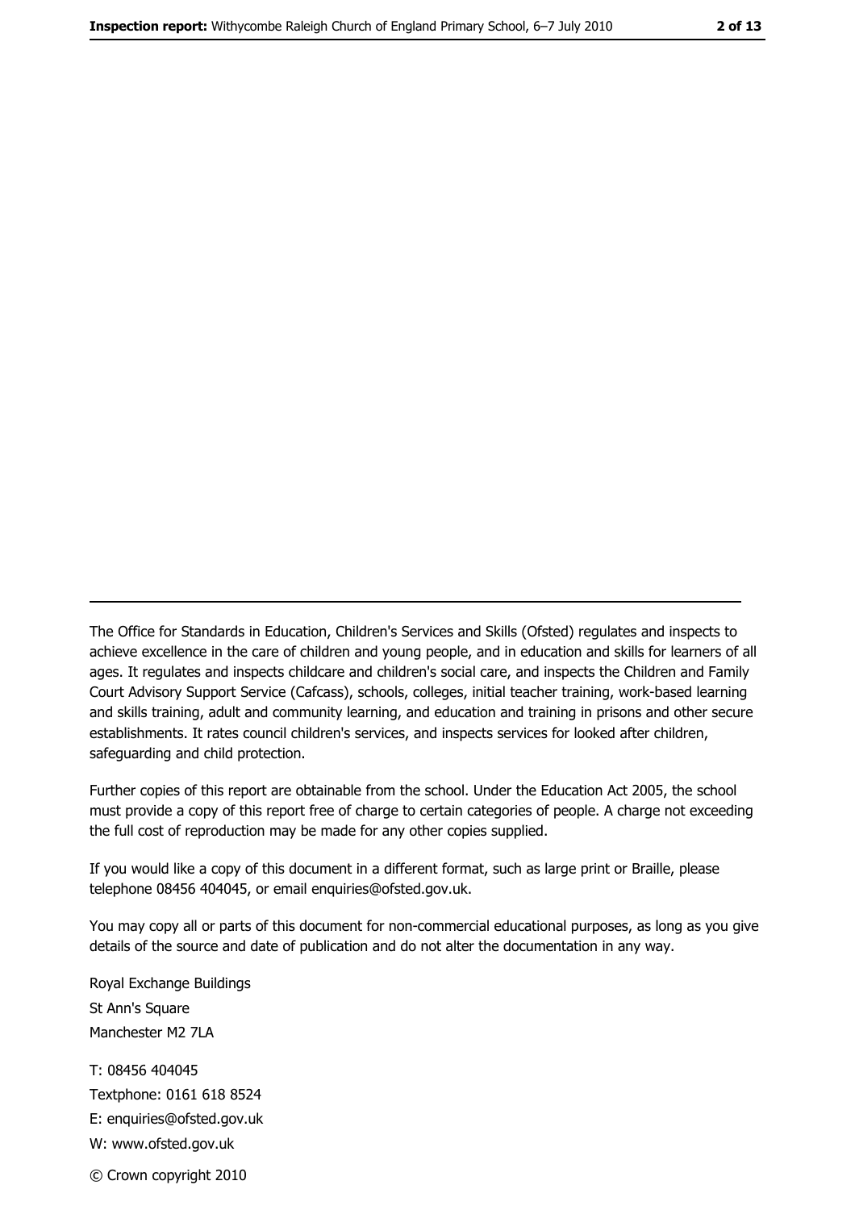The Office for Standards in Education, Children's Services and Skills (Ofsted) regulates and inspects to achieve excellence in the care of children and young people, and in education and skills for learners of all ages. It regulates and inspects childcare and children's social care, and inspects the Children and Family Court Advisory Support Service (Cafcass), schools, colleges, initial teacher training, work-based learning and skills training, adult and community learning, and education and training in prisons and other secure establishments. It rates council children's services, and inspects services for looked after children, safeguarding and child protection.

Further copies of this report are obtainable from the school. Under the Education Act 2005, the school must provide a copy of this report free of charge to certain categories of people. A charge not exceeding the full cost of reproduction may be made for any other copies supplied.

If you would like a copy of this document in a different format, such as large print or Braille, please telephone 08456 404045, or email enquiries@ofsted.gov.uk.

You may copy all or parts of this document for non-commercial educational purposes, as long as you give details of the source and date of publication and do not alter the documentation in any way.

Royal Exchange Buildings
St Ann's Square
Manchester M2 7LA

T: 08456 404045
Textphone: 0161 618 8524
E: enquiries@ofsted.gov.uk
W: www.ofsted.gov.uk

© Crown copyright 2010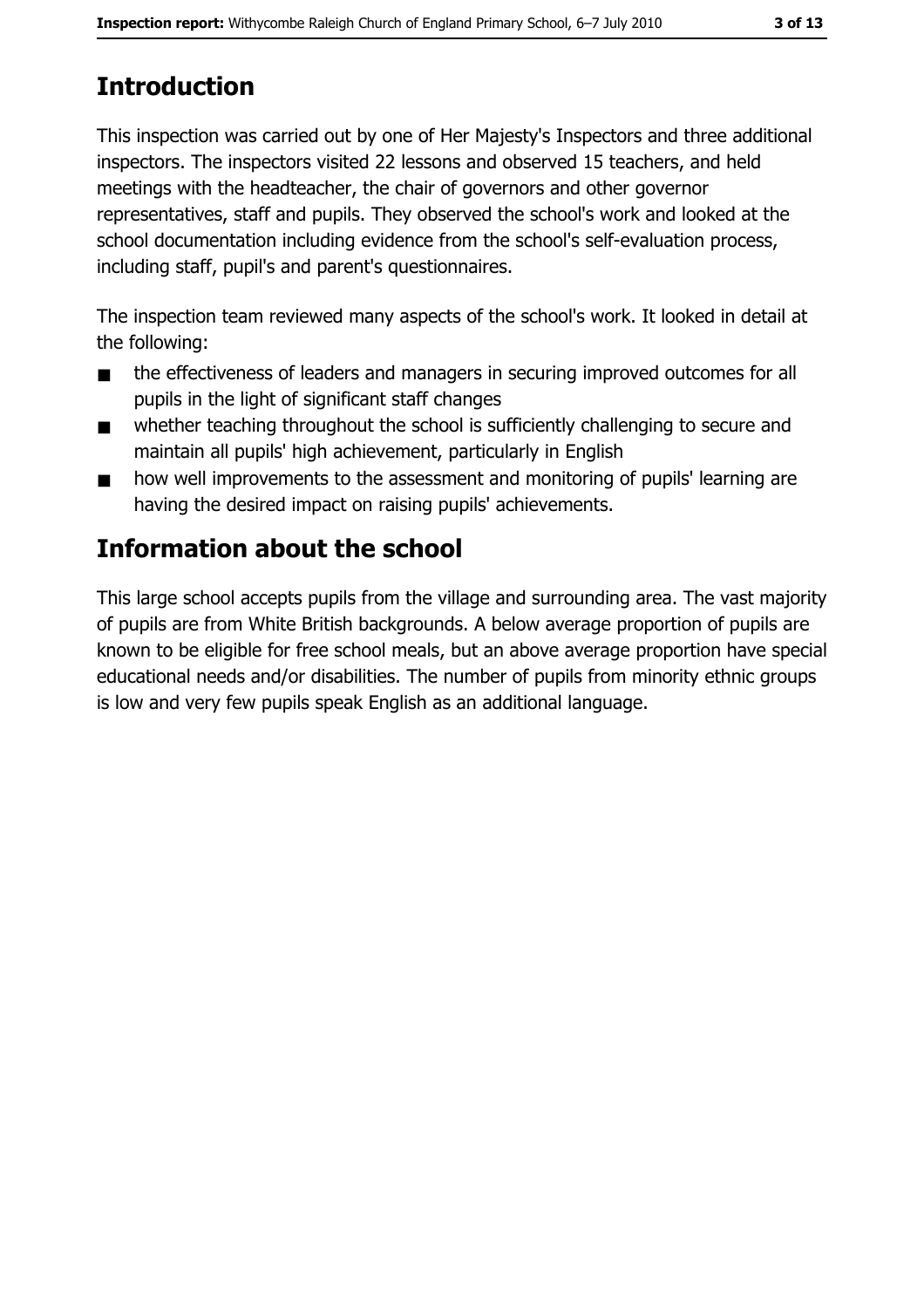## Introduction

This inspection was carried out by one of Her Majesty's Inspectors and three additional inspectors. The inspectors visited 22 lessons and observed 15 teachers, and held meetings with the headteacher, the chair of governors and other governor representatives, staff and pupils. They observed the school's work and looked at the school documentation including evidence from the school's self-evaluation process, including staff, pupil's and parent's questionnaires.

The inspection team reviewed many aspects of the school's work. It looked in detail at the following:

- the effectiveness of leaders and managers in securing improved outcomes for all pupils in the light of significant staff changes
- whether teaching throughout the school is sufficiently challenging to secure and maintain all pupils' high achievement, particularly in English
- how well improvements to the assessment and monitoring of pupils' learning are having the desired impact on raising pupils' achievements.

## Information about the school

This large school accepts pupils from the village and surrounding area. The vast majority of pupils are from White British backgrounds. A below average proportion of pupils are known to be eligible for free school meals, but an above average proportion have special educational needs and/or disabilities. The number of pupils from minority ethnic groups is low and very few pupils speak English as an additional language.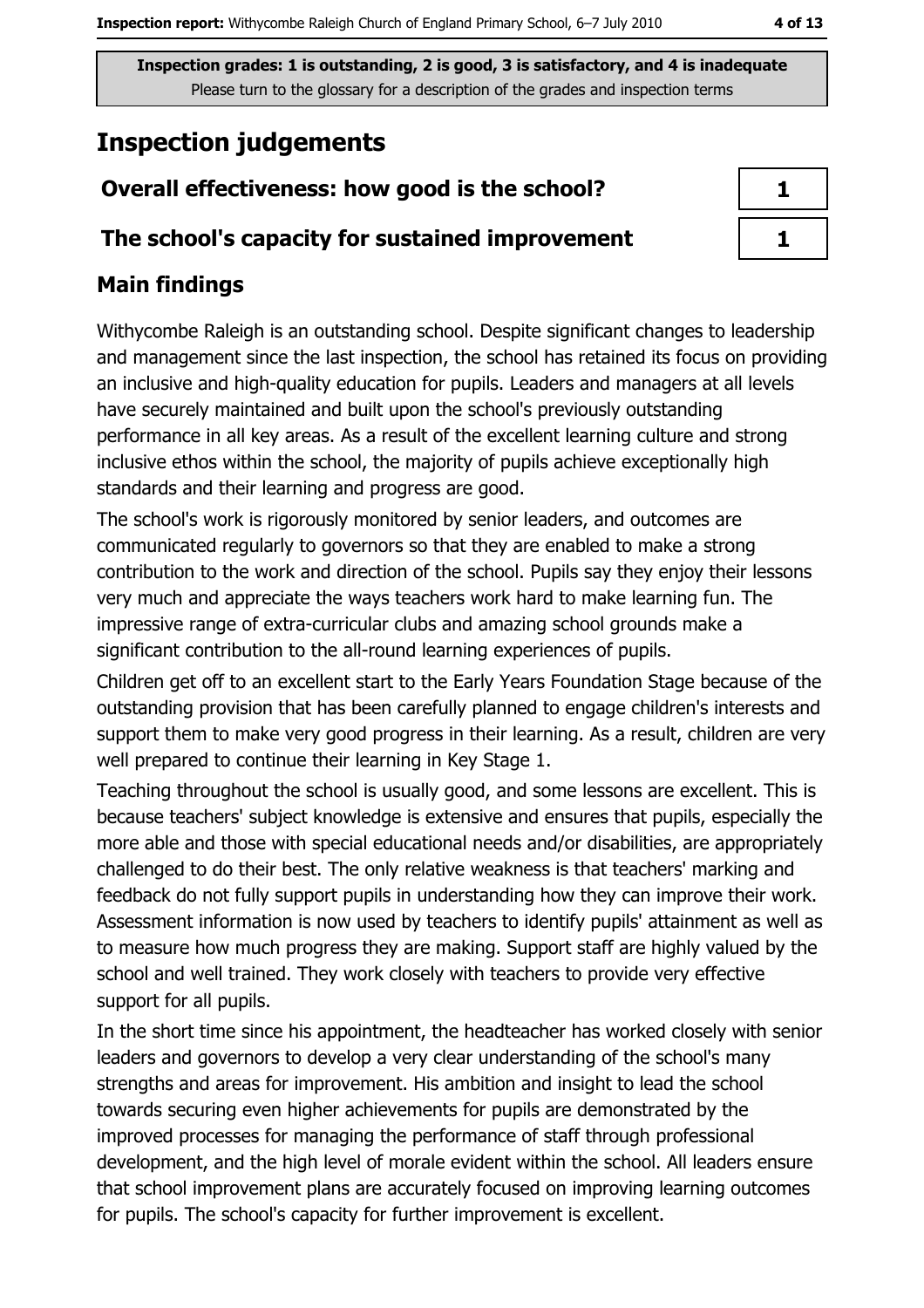Inspection grades: 1 is outstanding, 2 is good, 3 is satisfactory, and 4 is inadequate
Please turn to the glossary for a description of the grades and inspection terms

# Inspection judgements

| Overall effectiveness: how good is the school? | 1 |
|---|---|
| The school's capacity for sustained improvement | 1 |

## Main findings

Withycombe Raleigh is an outstanding school. Despite significant changes to leadership and management since the last inspection, the school has retained its focus on providing an inclusive and high-quality education for pupils. Leaders and managers at all levels have securely maintained and built upon the school's previously outstanding performance in all key areas. As a result of the excellent learning culture and strong inclusive ethos within the school, the majority of pupils achieve exceptionally high standards and their learning and progress are good.

The school's work is rigorously monitored by senior leaders, and outcomes are communicated regularly to governors so that they are enabled to make a strong contribution to the work and direction of the school. Pupils say they enjoy their lessons very much and appreciate the ways teachers work hard to make learning fun. The impressive range of extra-curricular clubs and amazing school grounds make a significant contribution to the all-round learning experiences of pupils.

Children get off to an excellent start to the Early Years Foundation Stage because of the outstanding provision that has been carefully planned to engage children's interests and support them to make very good progress in their learning. As a result, children are very well prepared to continue their learning in Key Stage 1.

Teaching throughout the school is usually good, and some lessons are excellent. This is because teachers' subject knowledge is extensive and ensures that pupils, especially the more able and those with special educational needs and/or disabilities, are appropriately challenged to do their best. The only relative weakness is that teachers' marking and feedback do not fully support pupils in understanding how they can improve their work. Assessment information is now used by teachers to identify pupils' attainment as well as to measure how much progress they are making. Support staff are highly valued by the school and well trained. They work closely with teachers to provide very effective support for all pupils.

In the short time since his appointment, the headteacher has worked closely with senior leaders and governors to develop a very clear understanding of the school's many strengths and areas for improvement. His ambition and insight to lead the school towards securing even higher achievements for pupils are demonstrated by the improved processes for managing the performance of staff through professional development, and the high level of morale evident within the school. All leaders ensure that school improvement plans are accurately focused on improving learning outcomes for pupils. The school's capacity for further improvement is excellent.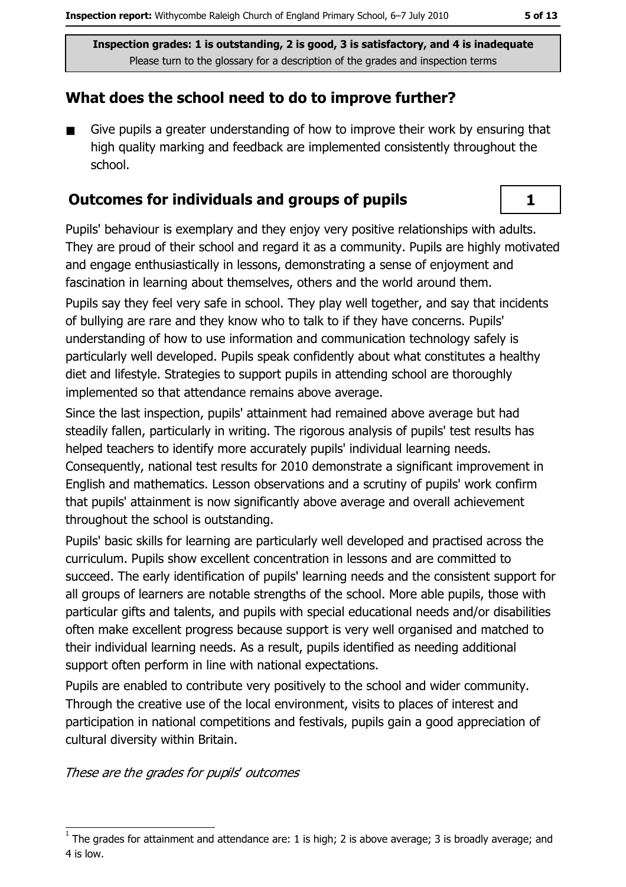Inspection grades: 1 is outstanding, 2 is good, 3 is satisfactory, and 4 is inadequate
Please turn to the glossary for a description of the grades and inspection terms

## What does the school need to do to improve further?

- Give pupils a greater understanding of how to improve their work by ensuring that high quality marking and feedback are implemented consistently throughout the school.

## Outcomes for individuals and groups of pupils

**1**

Pupils' behaviour is exemplary and they enjoy very positive relationships with adults. They are proud of their school and regard it as a community. Pupils are highly motivated and engage enthusiastically in lessons, demonstrating a sense of enjoyment and fascination in learning about themselves, others and the world around them.

Pupils say they feel very safe in school. They play well together, and say that incidents of bullying are rare and they know who to talk to if they have concerns. Pupils' understanding of how to use information and communication technology safely is particularly well developed. Pupils speak confidently about what constitutes a healthy diet and lifestyle. Strategies to support pupils in attending school are thoroughly implemented so that attendance remains above average.

Since the last inspection, pupils' attainment had remained above average but had steadily fallen, particularly in writing. The rigorous analysis of pupils' test results has helped teachers to identify more accurately pupils' individual learning needs. Consequently, national test results for 2010 demonstrate a significant improvement in English and mathematics. Lesson observations and a scrutiny of pupils' work confirm that pupils' attainment is now significantly above average and overall achievement throughout the school is outstanding.

Pupils' basic skills for learning are particularly well developed and practised across the curriculum. Pupils show excellent concentration in lessons and are committed to succeed. The early identification of pupils' learning needs and the consistent support for all groups of learners are notable strengths of the school. More able pupils, those with particular gifts and talents, and pupils with special educational needs and/or disabilities often make excellent progress because support is very well organised and matched to their individual learning needs. As a result, pupils identified as needing additional support often perform in line with national expectations.

Pupils are enabled to contribute very positively to the school and wider community. Through the creative use of the local environment, visits to places of interest and participation in national competitions and festivals, pupils gain a good appreciation of cultural diversity within Britain.

*These are the grades for pupils' outcomes*

[1] The grades for attainment and attendance are: 1 is high; 2 is above average; 3 is broadly average; and 4 is low.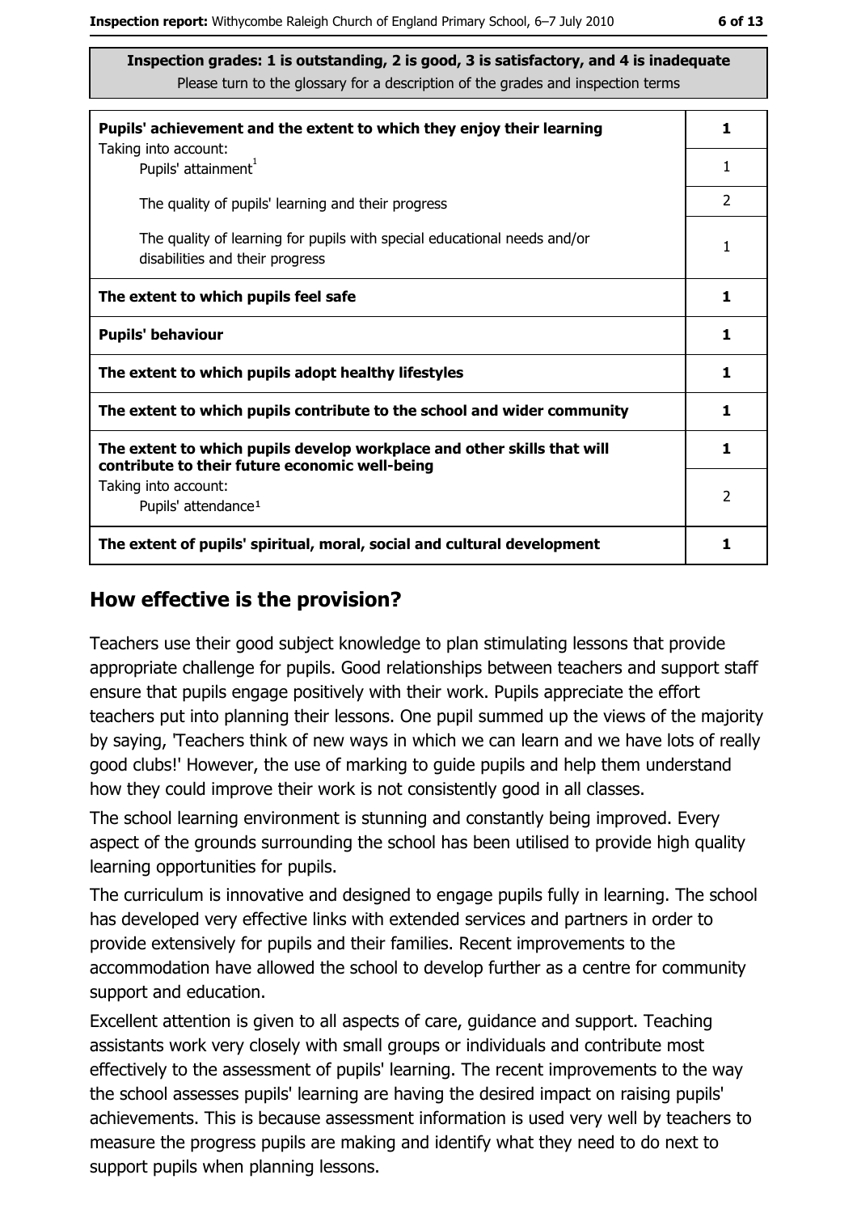**Inspection grades: 1 is outstanding, 2 is good, 3 is satisfactory, and 4 is inadequate**
Please turn to the glossary for a description of the grades and inspection terms

| | |
|---|---|
| **Pupils' achievement and the extent to which they enjoy their learning** | **1** |
| Taking into account: Pupils' attainment[1] | 1 |
| The quality of pupils' learning and their progress | 2 |
| The quality of learning for pupils with special educational needs and/or disabilities and their progress | 1 |
| **The extent to which pupils feel safe** | **1** |
| **Pupils' behaviour** | **1** |
| **The extent to which pupils adopt healthy lifestyles** | **1** |
| **The extent to which pupils contribute to the school and wider community** | **1** |
| **The extent to which pupils develop workplace and other skills that will contribute to their future economic well-being** | **1** |
| Taking into account: Pupils' attendance[1] | 2 |
| **The extent of pupils' spiritual, moral, social and cultural development** | **1** |

## How effective is the provision?

Teachers use their good subject knowledge to plan stimulating lessons that provide appropriate challenge for pupils. Good relationships between teachers and support staff ensure that pupils engage positively with their work. Pupils appreciate the effort teachers put into planning their lessons. One pupil summed up the views of the majority by saying, 'Teachers think of new ways in which we can learn and we have lots of really good clubs!' However, the use of marking to guide pupils and help them understand how they could improve their work is not consistently good in all classes.

The school learning environment is stunning and constantly being improved. Every aspect of the grounds surrounding the school has been utilised to provide high quality learning opportunities for pupils.

The curriculum is innovative and designed to engage pupils fully in learning. The school has developed very effective links with extended services and partners in order to provide extensively for pupils and their families. Recent improvements to the accommodation have allowed the school to develop further as a centre for community support and education.

Excellent attention is given to all aspects of care, guidance and support. Teaching assistants work very closely with small groups or individuals and contribute most effectively to the assessment of pupils' learning. The recent improvements to the way the school assesses pupils' learning are having the desired impact on raising pupils' achievements. This is because assessment information is used very well by teachers to measure the progress pupils are making and identify what they need to do next to support pupils when planning lessons.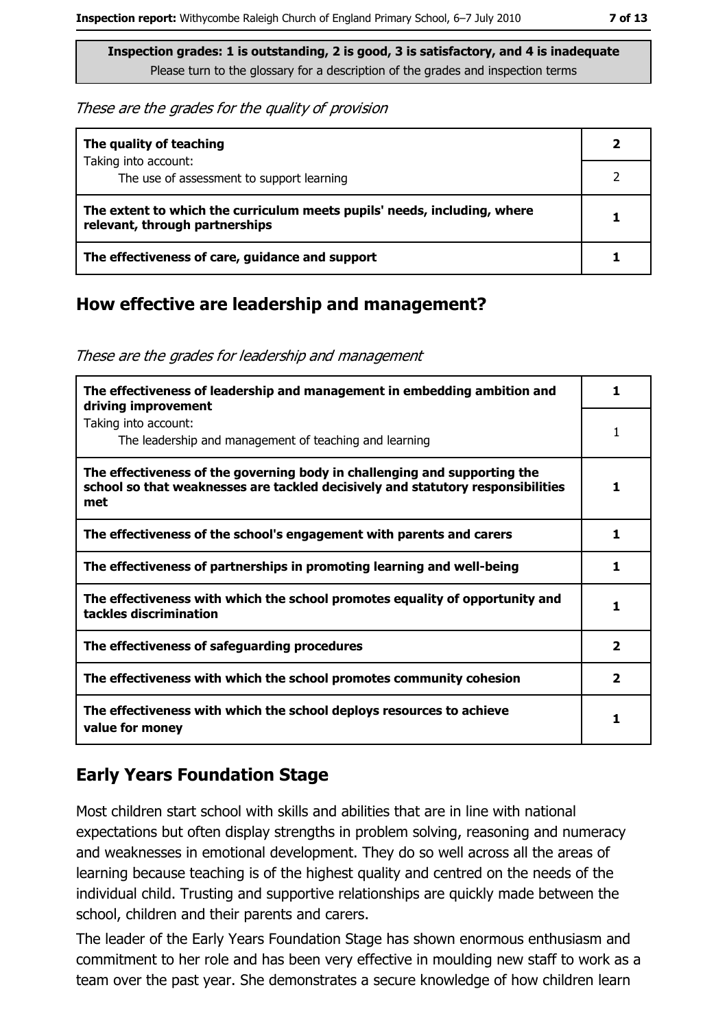**Inspection grades: 1 is outstanding, 2 is good, 3 is satisfactory, and 4 is inadequate**
Please turn to the glossary for a description of the grades and inspection terms

*These are the grades for the quality of provision*

| | |
|---|---|
| **The quality of teaching** | **2** |
| Taking into account: The use of assessment to support learning | 2 |
| **The extent to which the curriculum meets pupils' needs, including, where relevant, through partnerships** | **1** |
| **The effectiveness of care, guidance and support** | **1** |

## How effective are leadership and management?

*These are the grades for leadership and management*

| | |
|---|---|
| **The effectiveness of leadership and management in embedding ambition and driving improvement** | **1** |
| Taking into account: The leadership and management of teaching and learning | 1 |
| **The effectiveness of the governing body in challenging and supporting the school so that weaknesses are tackled decisively and statutory responsibilities met** | **1** |
| **The effectiveness of the school's engagement with parents and carers** | **1** |
| **The effectiveness of partnerships in promoting learning and well-being** | **1** |
| **The effectiveness with which the school promotes equality of opportunity and tackles discrimination** | **1** |
| **The effectiveness of safeguarding procedures** | **2** |
| **The effectiveness with which the school promotes community cohesion** | **2** |
| **The effectiveness with which the school deploys resources to achieve value for money** | **1** |

## Early Years Foundation Stage

Most children start school with skills and abilities that are in line with national expectations but often display strengths in problem solving, reasoning and numeracy and weaknesses in emotional development. They do so well across all the areas of learning because teaching is of the highest quality and centred on the needs of the individual child. Trusting and supportive relationships are quickly made between the school, children and their parents and carers.

The leader of the Early Years Foundation Stage has shown enormous enthusiasm and commitment to her role and has been very effective in moulding new staff to work as a team over the past year. She demonstrates a secure knowledge of how children learn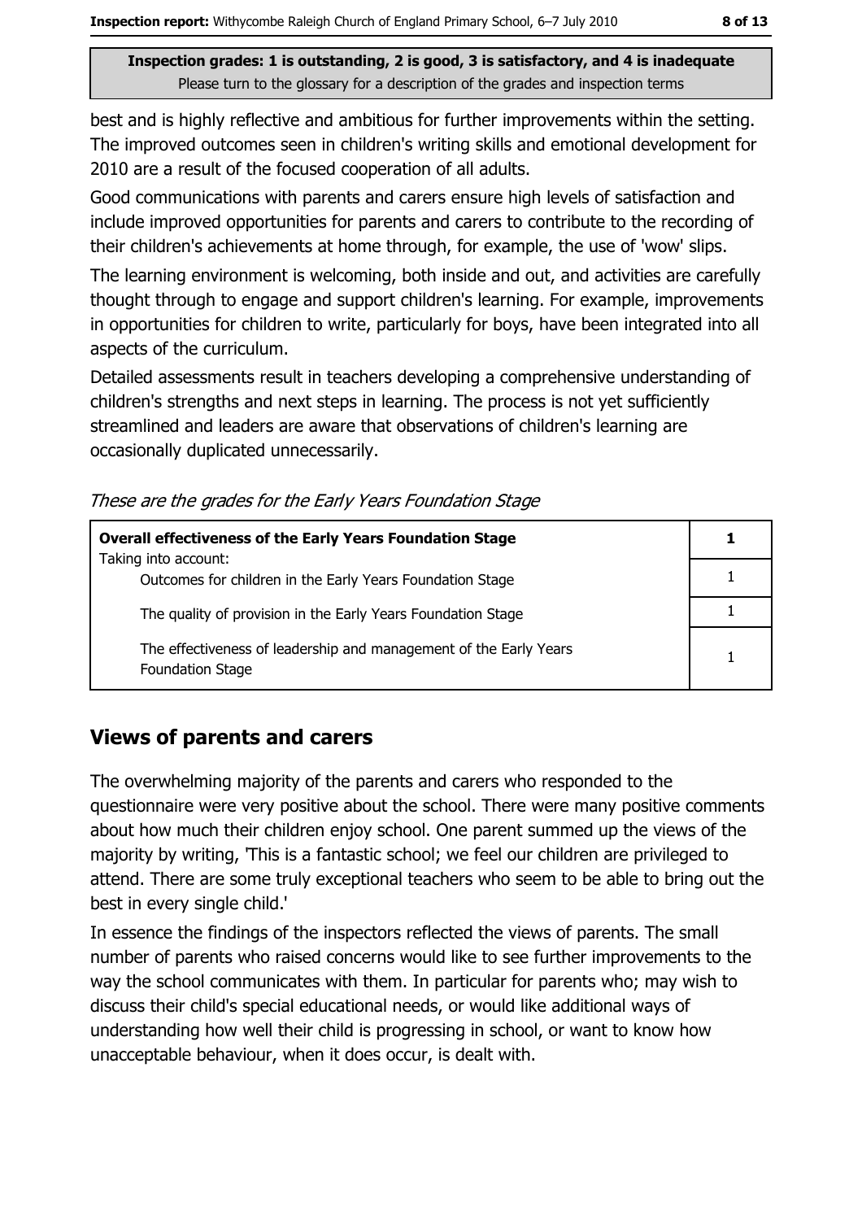**Inspection grades: 1 is outstanding, 2 is good, 3 is satisfactory, and 4 is inadequate**
Please turn to the glossary for a description of the grades and inspection terms

best and is highly reflective and ambitious for further improvements within the setting. The improved outcomes seen in children's writing skills and emotional development for 2010 are a result of the focused cooperation of all adults.

Good communications with parents and carers ensure high levels of satisfaction and include improved opportunities for parents and carers to contribute to the recording of their children's achievements at home through, for example, the use of 'wow' slips.

The learning environment is welcoming, both inside and out, and activities are carefully thought through to engage and support children's learning. For example, improvements in opportunities for children to write, particularly for boys, have been integrated into all aspects of the curriculum.

Detailed assessments result in teachers developing a comprehensive understanding of children's strengths and next steps in learning. The process is not yet sufficiently streamlined and leaders are aware that observations of children's learning are occasionally duplicated unnecessarily.

*These are the grades for the Early Years Foundation Stage*

| | |
|---|---|
| **Overall effectiveness of the Early Years Foundation Stage**<br>Taking into account: | **1** |
| Outcomes for children in the Early Years Foundation Stage | 1 |
| The quality of provision in the Early Years Foundation Stage | 1 |
| The effectiveness of leadership and management of the Early Years Foundation Stage | 1 |

## Views of parents and carers

The overwhelming majority of the parents and carers who responded to the questionnaire were very positive about the school. There were many positive comments about how much their children enjoy school. One parent summed up the views of the majority by writing, 'This is a fantastic school; we feel our children are privileged to attend. There are some truly exceptional teachers who seem to be able to bring out the best in every single child.'

In essence the findings of the inspectors reflected the views of parents. The small number of parents who raised concerns would like to see further improvements to the way the school communicates with them. In particular for parents who; may wish to discuss their child's special educational needs, or would like additional ways of understanding how well their child is progressing in school, or want to know how unacceptable behaviour, when it does occur, is dealt with.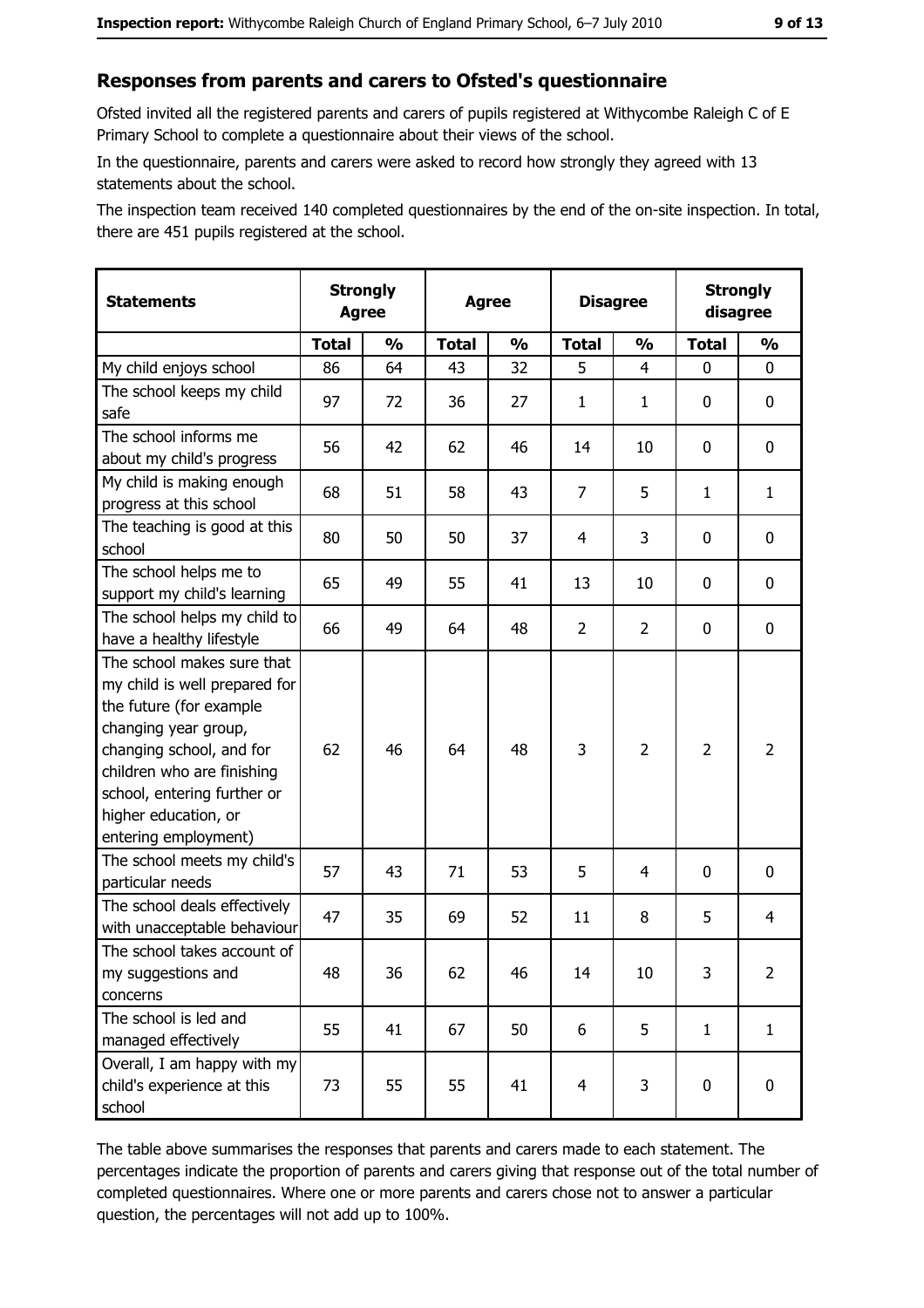## Responses from parents and carers to Ofsted's questionnaire

Ofsted invited all the registered parents and carers of pupils registered at Withycombe Raleigh C of E Primary School to complete a questionnaire about their views of the school.

In the questionnaire, parents and carers were asked to record how strongly they agreed with 13 statements about the school.

The inspection team received 140 completed questionnaires by the end of the on-site inspection. In total, there are 451 pupils registered at the school.

| Statements | Strongly Agree | | Agree | | Disagree | | Strongly disagree | |
|---|---|---|---|---|---|---|---|---|
| | **Total** | **%** | **Total** | **%** | **Total** | **%** | **Total** | **%** |
| My child enjoys school | 86 | 64 | 43 | 32 | 5 | 4 | 0 | 0 |
| The school keeps my child safe | 97 | 72 | 36 | 27 | 1 | 1 | 0 | 0 |
| The school informs me about my child's progress | 56 | 42 | 62 | 46 | 14 | 10 | 0 | 0 |
| My child is making enough progress at this school | 68 | 51 | 58 | 43 | 7 | 5 | 1 | 1 |
| The teaching is good at this school | 80 | 50 | 50 | 37 | 4 | 3 | 0 | 0 |
| The school helps me to support my child's learning | 65 | 49 | 55 | 41 | 13 | 10 | 0 | 0 |
| The school helps my child to have a healthy lifestyle | 66 | 49 | 64 | 48 | 2 | 2 | 0 | 0 |
| The school makes sure that my child is well prepared for the future (for example changing year group, changing school, and for children who are finishing school, entering further or higher education, or entering employment) | 62 | 46 | 64 | 48 | 3 | 2 | 2 | 2 |
| The school meets my child's particular needs | 57 | 43 | 71 | 53 | 5 | 4 | 0 | 0 |
| The school deals effectively with unacceptable behaviour | 47 | 35 | 69 | 52 | 11 | 8 | 5 | 4 |
| The school takes account of my suggestions and concerns | 48 | 36 | 62 | 46 | 14 | 10 | 3 | 2 |
| The school is led and managed effectively | 55 | 41 | 67 | 50 | 6 | 5 | 1 | 1 |
| Overall, I am happy with my child's experience at this school | 73 | 55 | 55 | 41 | 4 | 3 | 0 | 0 |

The table above summarises the responses that parents and carers made to each statement. The percentages indicate the proportion of parents and carers giving that response out of the total number of completed questionnaires. Where one or more parents and carers chose not to answer a particular question, the percentages will not add up to 100%.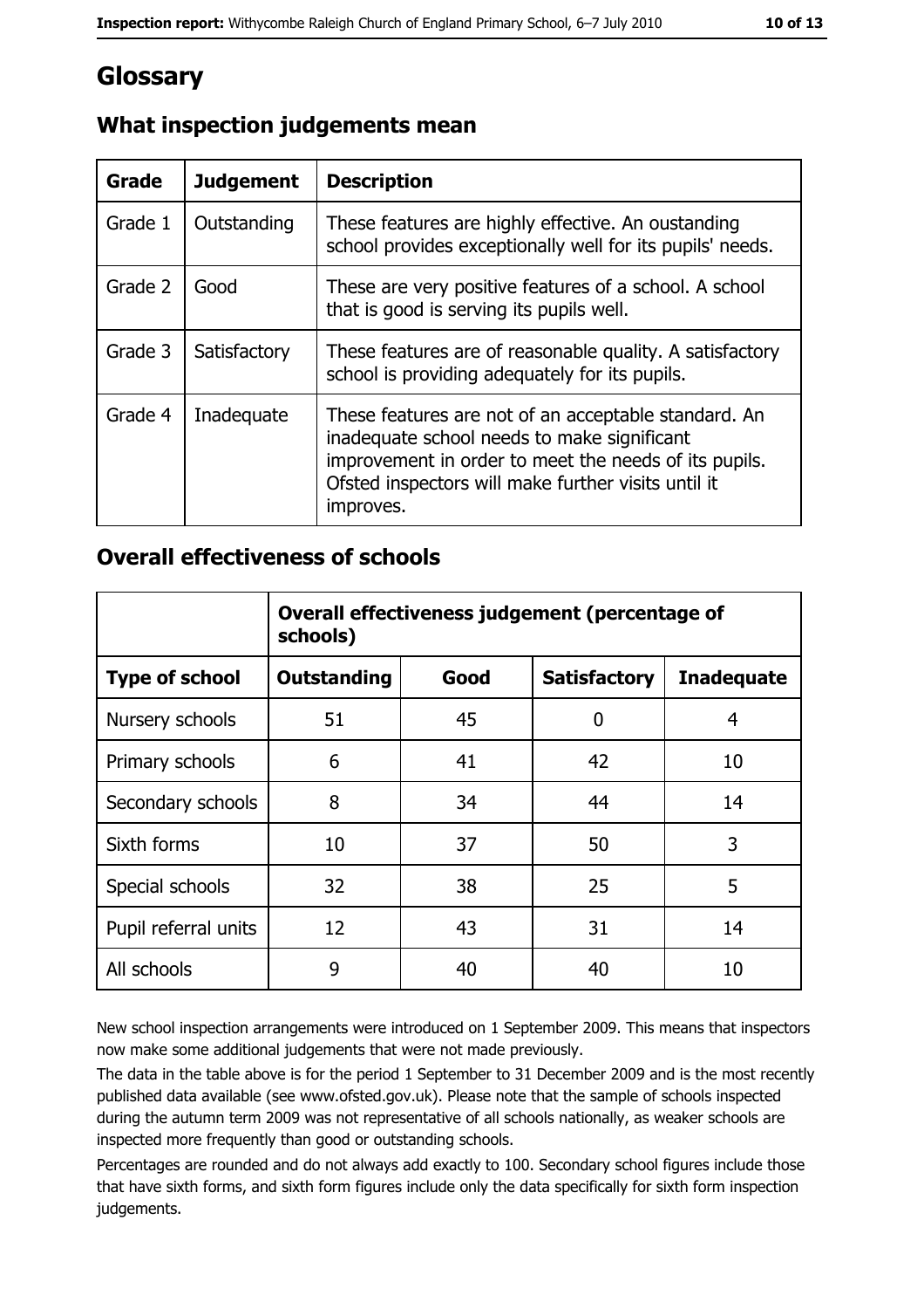# Glossary

## What inspection judgements mean

| Grade | Judgement | Description |
|---|---|---|
| Grade 1 | Outstanding | These features are highly effective. An oustanding school provides exceptionally well for its pupils' needs. |
| Grade 2 | Good | These are very positive features of a school. A school that is good is serving its pupils well. |
| Grade 3 | Satisfactory | These features are of reasonable quality. A satisfactory school is providing adequately for its pupils. |
| Grade 4 | Inadequate | These features are not of an acceptable standard. An inadequate school needs to make significant improvement in order to meet the needs of its pupils. Ofsted inspectors will make further visits until it improves. |

## Overall effectiveness of schools

| | Overall effectiveness judgement (percentage of schools) | | | |
|---|---|---|---|---|
| **Type of school** | **Outstanding** | **Good** | **Satisfactory** | **Inadequate** |
| Nursery schools | 51 | 45 | 0 | 4 |
| Primary schools | 6 | 41 | 42 | 10 |
| Secondary schools | 8 | 34 | 44 | 14 |
| Sixth forms | 10 | 37 | 50 | 3 |
| Special schools | 32 | 38 | 25 | 5 |
| Pupil referral units | 12 | 43 | 31 | 14 |
| All schools | 9 | 40 | 40 | 10 |

New school inspection arrangements were introduced on 1 September 2009. This means that inspectors now make some additional judgements that were not made previously.

The data in the table above is for the period 1 September to 31 December 2009 and is the most recently published data available (see www.ofsted.gov.uk). Please note that the sample of schools inspected during the autumn term 2009 was not representative of all schools nationally, as weaker schools are inspected more frequently than good or outstanding schools.

Percentages are rounded and do not always add exactly to 100. Secondary school figures include those that have sixth forms, and sixth form figures include only the data specifically for sixth form inspection judgements.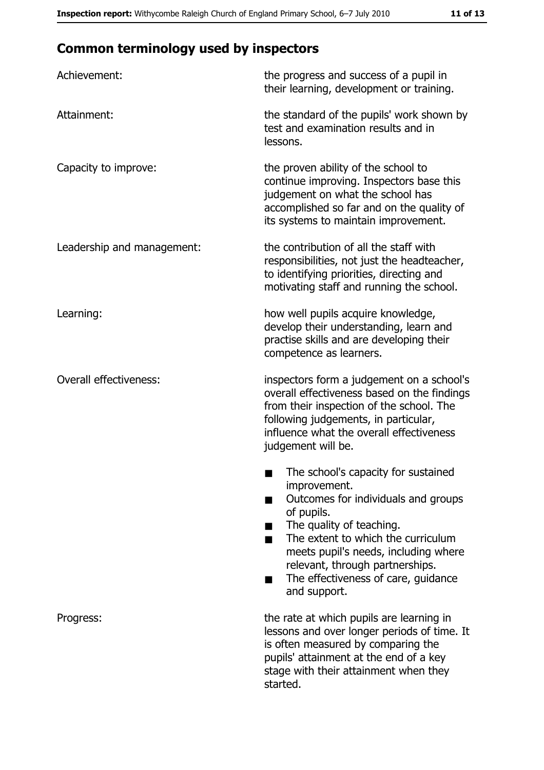## Common terminology used by inspectors

| | |
|---|---|
| Achievement: | the progress and success of a pupil in their learning, development or training. |
| Attainment: | the standard of the pupils' work shown by test and examination results and in lessons. |
| Capacity to improve: | the proven ability of the school to continue improving. Inspectors base this judgement on what the school has accomplished so far and on the quality of its systems to maintain improvement. |
| Leadership and management: | the contribution of all the staff with responsibilities, not just the headteacher, to identifying priorities, directing and motivating staff and running the school. |
| Learning: | how well pupils acquire knowledge, develop their understanding, learn and practise skills and are developing their competence as learners. |
| Overall effectiveness: | inspectors form a judgement on a school's overall effectiveness based on the findings from their inspection of the school. The following judgements, in particular, influence what the overall effectiveness judgement will be.<br>■ The school's capacity for sustained improvement.<br>■ Outcomes for individuals and groups of pupils.<br>■ The quality of teaching.<br>■ The extent to which the curriculum meets pupil's needs, including where relevant, through partnerships.<br>■ The effectiveness of care, guidance and support. |
| Progress: | the rate at which pupils are learning in lessons and over longer periods of time. It is often measured by comparing the pupils' attainment at the end of a key stage with their attainment when they started. |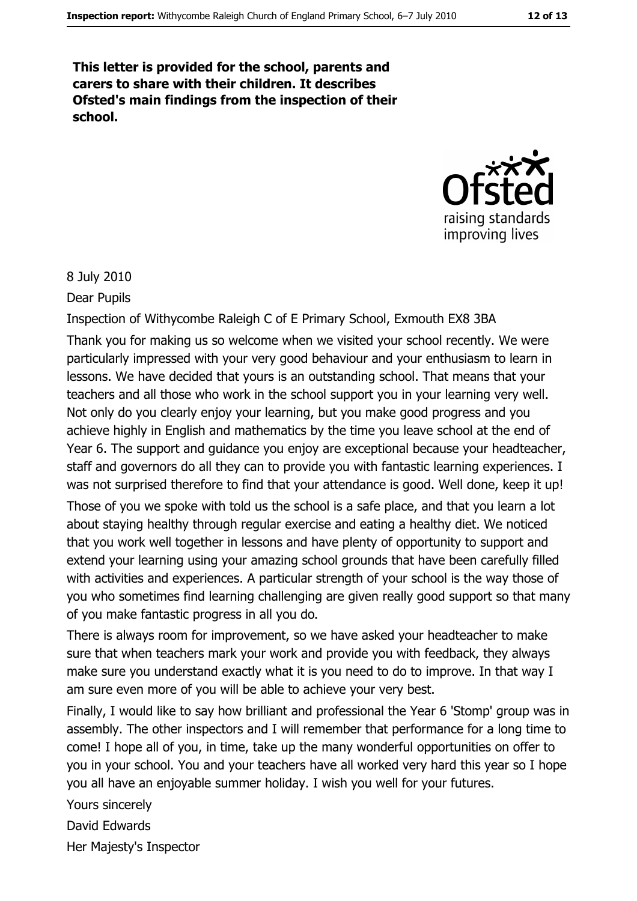**This letter is provided for the school, parents and carers to share with their children. It describes Ofsted's main findings from the inspection of their school.**

8 July 2010

Dear Pupils

Inspection of Withycombe Raleigh C of E Primary School, Exmouth EX8 3BA

Thank you for making us so welcome when we visited your school recently. We were particularly impressed with your very good behaviour and your enthusiasm to learn in lessons. We have decided that yours is an outstanding school. That means that your teachers and all those who work in the school support you in your learning very well. Not only do you clearly enjoy your learning, but you make good progress and you achieve highly in English and mathematics by the time you leave school at the end of Year 6. The support and guidance you enjoy are exceptional because your headteacher, staff and governors do all they can to provide you with fantastic learning experiences. I was not surprised therefore to find that your attendance is good. Well done, keep it up!

Those of you we spoke with told us the school is a safe place, and that you learn a lot about staying healthy through regular exercise and eating a healthy diet. We noticed that you work well together in lessons and have plenty of opportunity to support and extend your learning using your amazing school grounds that have been carefully filled with activities and experiences. A particular strength of your school is the way those of you who sometimes find learning challenging are given really good support so that many of you make fantastic progress in all you do.

There is always room for improvement, so we have asked your headteacher to make sure that when teachers mark your work and provide you with feedback, they always make sure you understand exactly what it is you need to do to improve. In that way I am sure even more of you will be able to achieve your very best.

Finally, I would like to say how brilliant and professional the Year 6 'Stomp' group was in assembly. The other inspectors and I will remember that performance for a long time to come! I hope all of you, in time, take up the many wonderful opportunities on offer to you in your school. You and your teachers have all worked very hard this year so I hope you all have an enjoyable summer holiday. I wish you well for your futures.

Yours sincerely

David Edwards

Her Majesty's Inspector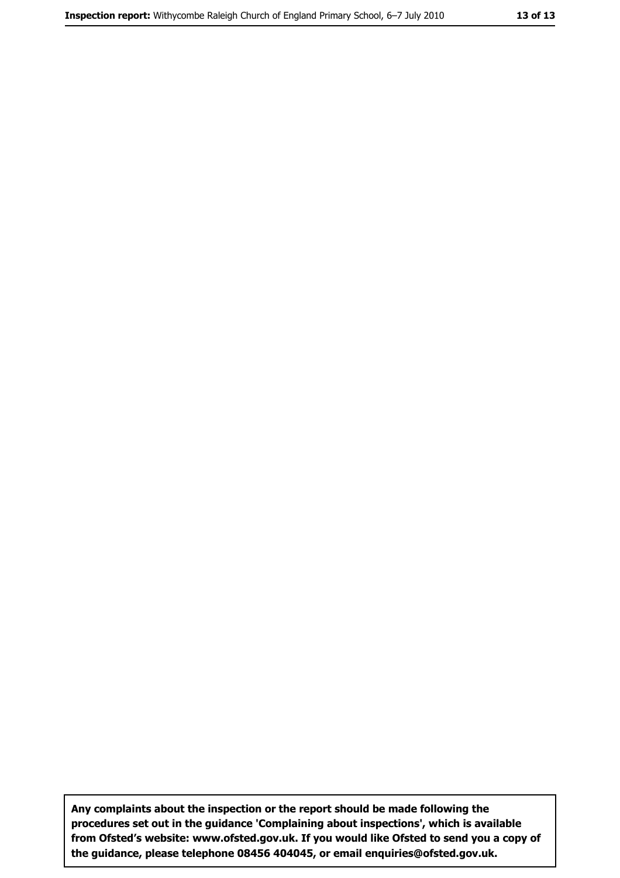**Any complaints about the inspection or the report should be made following the procedures set out in the guidance 'Complaining about inspections', which is available from Ofsted's website: www.ofsted.gov.uk. If you would like Ofsted to send you a copy of the guidance, please telephone 08456 404045, or email enquiries@ofsted.gov.uk.**